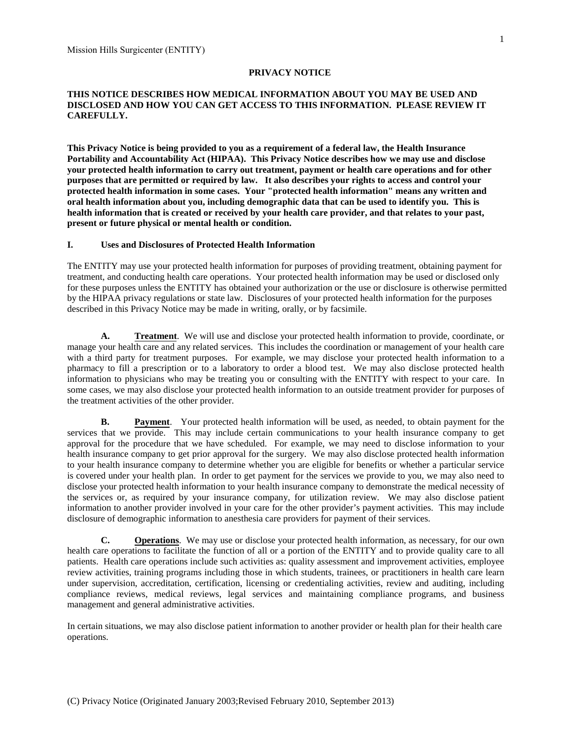Mission Hills Surgicenter (ENTITY)

# PRIVACY NOTICE

**THIS NOTICE DESCRIBES HOW MEDICAL INFORMATION ABOUT YOU MAY BE USED AND DISCLOSED AND HOW YOU CAN GET ACCESS TO THIS INFORMATION. PLEASE REVIEW IT CAREFULLY.**

**This Privacy Notice is being provided to you as a requirement of a federal law, the Health Insurance Portability and Accountability Act (HIPAA). This Privacy Notice describes how we may use and disclose your protected health information to carry out treatment, payment or health care operations and for other purposes that are permitted or required by law. It also describes your rights to access and control your protected health information in some cases. Your "protected health information" means any written and oral health information about you, including demographic data that can be used to identify you. This is health information that is created or received by your health care provider, and that relates to your past, present or future physical or mental health or condition.**

## I. Uses and Disclosures of Protected Health Information

The ENTITY may use your protected health information for purposes of providing treatment, obtaining payment for treatment, and conducting health care operations. Your protected health information may be used or disclosed only for these purposes unless the ENTITY has obtained your authorization or the use or disclosure is otherwise permitted by the HIPAA privacy regulations or state law. Disclosures of your protected health information for the purposes described in this Privacy Notice may be made in writing, orally, or by facsimile.

**A. Treatment**. We will use and disclose your protected health information to provide, coordinate, or manage your health care and any related services. This includes the coordination or management of your health care with a third party for treatment purposes. For example, we may disclose your protected health information to a pharmacy to fill a prescription or to a laboratory to order a blood test. We may also disclose protected health information to physicians who may be treating you or consulting with the ENTITY with respect to your care. In some cases, we may also disclose your protected health information to an outside treatment provider for purposes of the treatment activities of the other provider.

**B. Payment**. Your protected health information will be used, as needed, to obtain payment for the services that we provide. This may include certain communications to your health insurance company to get approval for the procedure that we have scheduled. For example, we may need to disclose information to your health insurance company to get prior approval for the surgery. We may also disclose protected health information to your health insurance company to determine whether you are eligible for benefits or whether a particular service is covered under your health plan. In order to get payment for the services we provide to you, we may also need to disclose your protected health information to your health insurance company to demonstrate the medical necessity of the services or, as required by your insurance company, for utilization review. We may also disclose patient information to another provider involved in your care for the other provider's payment activities. This may include disclosure of demographic information to anesthesia care providers for payment of their services.

**C. Operations**. We may use or disclose your protected health information, as necessary, for our own health care operations to facilitate the function of all or a portion of the ENTITY and to provide quality care to all patients. Health care operations include such activities as: quality assessment and improvement activities, employee review activities, training programs including those in which students, trainees, or practitioners in health care learn under supervision, accreditation, certification, licensing or credentialing activities, review and auditing, including compliance reviews, medical reviews, legal services and maintaining compliance programs, and business management and general administrative activities.

In certain situations, we may also disclose patient information to another provider or health plan for their health care operations.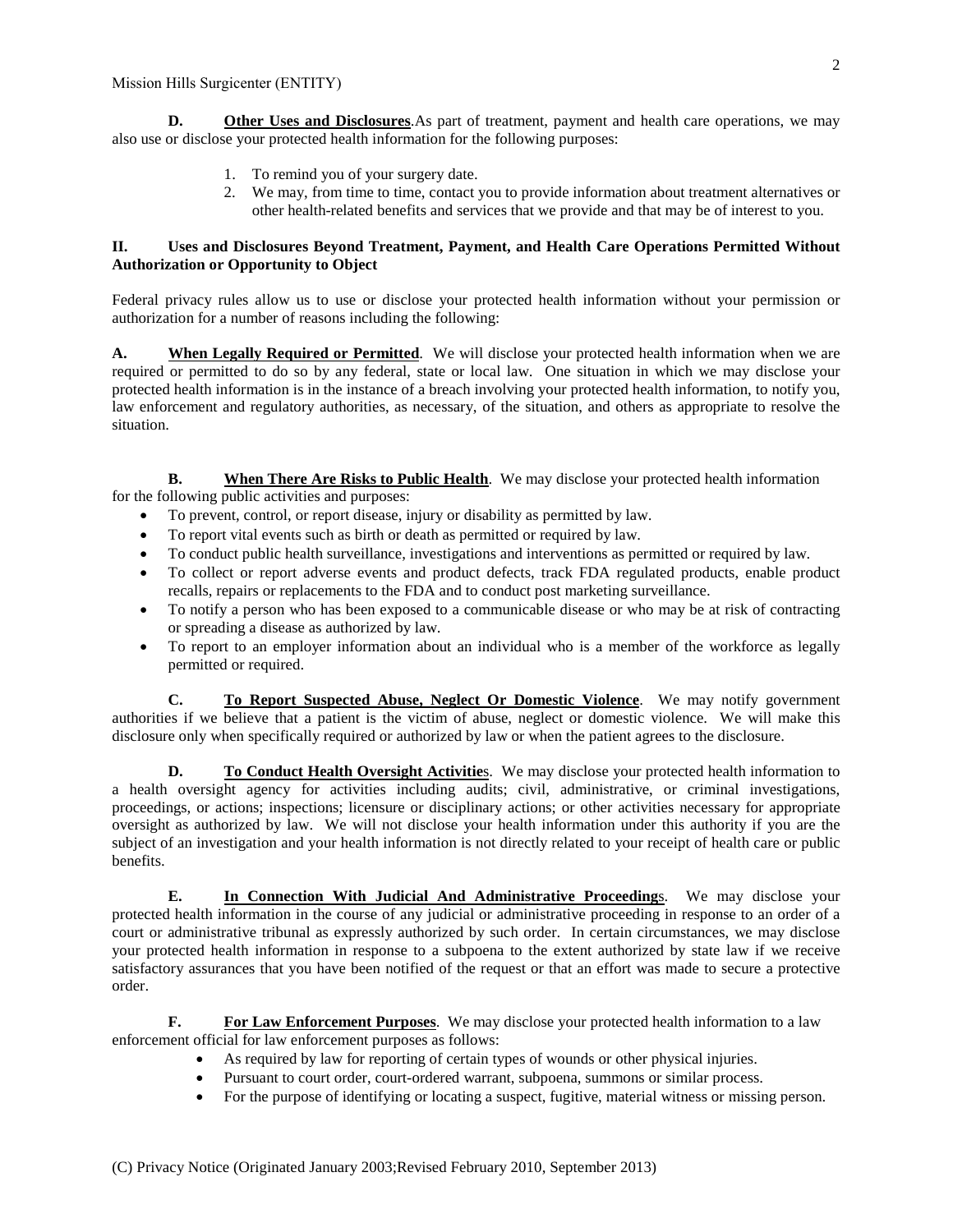**D. Other Uses and Disclosures**. As part of treatment, payment and health care operations, we may also use or disclose your protected health information for the following purposes:

1. To remind you of your surgery date.
2. We may, from time to time, contact you to provide information about treatment alternatives or other health-related benefits and services that we provide and that may be of interest to you.

## II. Uses and Disclosures Beyond Treatment, Payment, and Health Care Operations Permitted Without Authorization or Opportunity to Object

Federal privacy rules allow us to use or disclose your protected health information without your permission or authorization for a number of reasons including the following:

**A. When Legally Required or Permitted**. We will disclose your protected health information when we are required or permitted to do so by any federal, state or local law. One situation in which we may disclose your protected health information is in the instance of a breach involving your protected health information, to notify you, law enforcement and regulatory authorities, as necessary, of the situation, and others as appropriate to resolve the situation.

**B. When There Are Risks to Public Health**. We may disclose your protected health information for the following public activities and purposes:

- To prevent, control, or report disease, injury or disability as permitted by law.
- To report vital events such as birth or death as permitted or required by law.
- To conduct public health surveillance, investigations and interventions as permitted or required by law.
- To collect or report adverse events and product defects, track FDA regulated products, enable product recalls, repairs or replacements to the FDA and to conduct post marketing surveillance.
- To notify a person who has been exposed to a communicable disease or who may be at risk of contracting or spreading a disease as authorized by law.
- To report to an employer information about an individual who is a member of the workforce as legally permitted or required.

**C. To Report Suspected Abuse, Neglect Or Domestic Violence**. We may notify government authorities if we believe that a patient is the victim of abuse, neglect or domestic violence. We will make this disclosure only when specifically required or authorized by law or when the patient agrees to the disclosure.

**D. To Conduct Health Oversight Activities**. We may disclose your protected health information to a health oversight agency for activities including audits; civil, administrative, or criminal investigations, proceedings, or actions; inspections; licensure or disciplinary actions; or other activities necessary for appropriate oversight as authorized by law. We will not disclose your health information under this authority if you are the subject of an investigation and your health information is not directly related to your receipt of health care or public benefits.

**E. In Connection With Judicial And Administrative Proceedings**. We may disclose your protected health information in the course of any judicial or administrative proceeding in response to an order of a court or administrative tribunal as expressly authorized by such order. In certain circumstances, we may disclose your protected health information in response to a subpoena to the extent authorized by state law if we receive satisfactory assurances that you have been notified of the request or that an effort was made to secure a protective order.

**F. For Law Enforcement Purposes**. We may disclose your protected health information to a law enforcement official for law enforcement purposes as follows:

- As required by law for reporting of certain types of wounds or other physical injuries.
- Pursuant to court order, court-ordered warrant, subpoena, summons or similar process.
- For the purpose of identifying or locating a suspect, fugitive, material witness or missing person.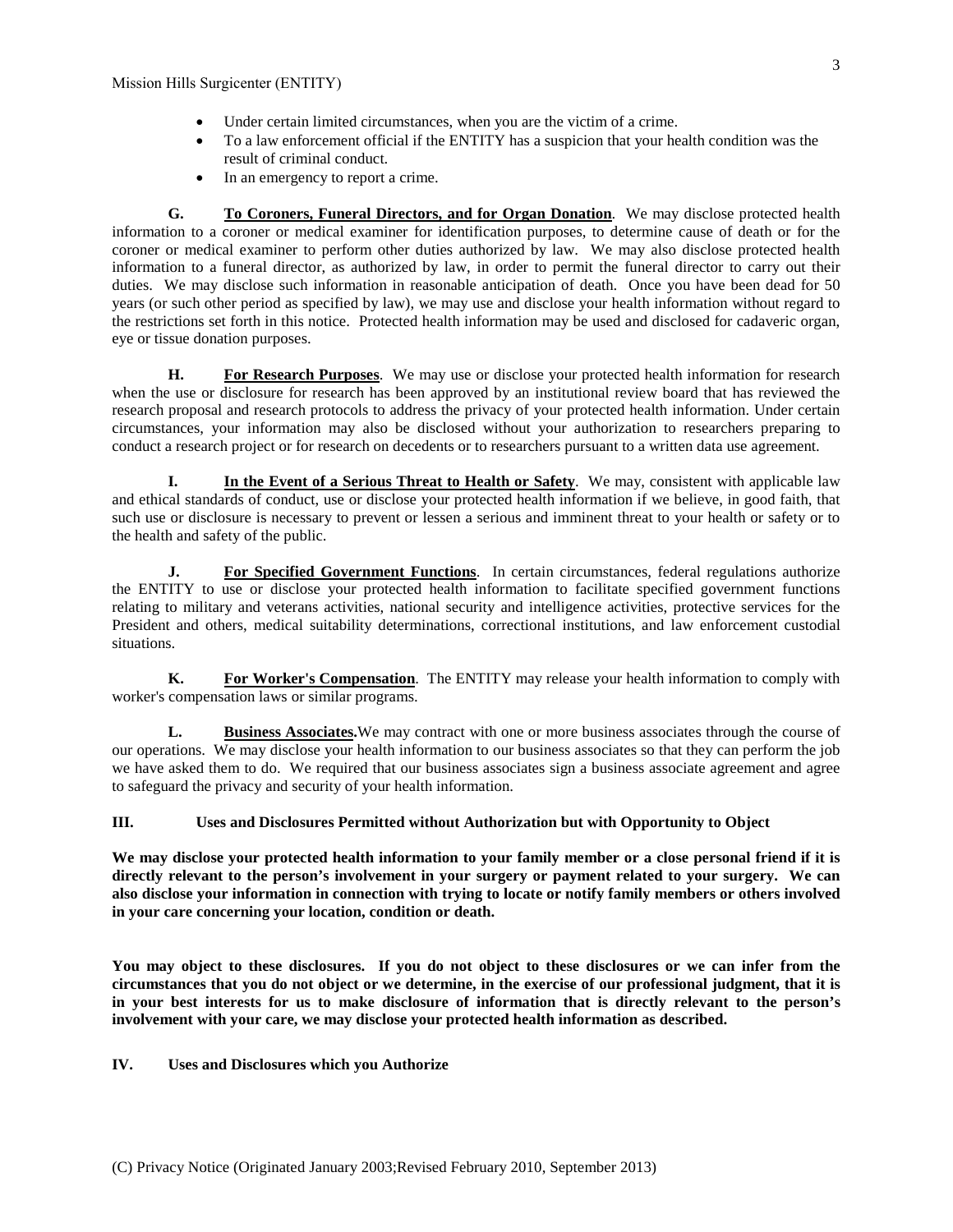- Under certain limited circumstances, when you are the victim of a crime.
- To a law enforcement official if the ENTITY has a suspicion that your health condition was the result of criminal conduct.
- In an emergency to report a crime.

**G. <u>To Coroners, Funeral Directors, and for Organ Donation</u>**. We may disclose protected health information to a coroner or medical examiner for identification purposes, to determine cause of death or for the coroner or medical examiner to perform other duties authorized by law. We may also disclose protected health information to a funeral director, as authorized by law, in order to permit the funeral director to carry out their duties. We may disclose such information in reasonable anticipation of death. Once you have been dead for 50 years (or such other period as specified by law), we may use and disclose your health information without regard to the restrictions set forth in this notice. Protected health information may be used and disclosed for cadaveric organ, eye or tissue donation purposes.

**H. <u>For Research Purposes</u>**. We may use or disclose your protected health information for research when the use or disclosure for research has been approved by an institutional review board that has reviewed the research proposal and research protocols to address the privacy of your protected health information. Under certain circumstances, your information may also be disclosed without your authorization to researchers preparing to conduct a research project or for research on decedents or to researchers pursuant to a written data use agreement.

**I. <u>In the Event of a Serious Threat to Health or Safety</u>**. We may, consistent with applicable law and ethical standards of conduct, use or disclose your protected health information if we believe, in good faith, that such use or disclosure is necessary to prevent or lessen a serious and imminent threat to your health or safety or to the health and safety of the public.

**J. <u>For Specified Government Functions</u>**. In certain circumstances, federal regulations authorize the ENTITY to use or disclose your protected health information to facilitate specified government functions relating to military and veterans activities, national security and intelligence activities, protective services for the President and others, medical suitability determinations, correctional institutions, and law enforcement custodial situations.

**K. <u>For Worker's Compensation</u>**. The ENTITY may release your health information to comply with worker's compensation laws or similar programs.

**L. <u>Business Associates</u>.**We may contract with one or more business associates through the course of our operations. We may disclose your health information to our business associates so that they can perform the job we have asked them to do. We required that our business associates sign a business associate agreement and agree to safeguard the privacy and security of your health information.

## III. Uses and Disclosures Permitted without Authorization but with Opportunity to Object

**We may disclose your protected health information to your family member or a close personal friend if it is directly relevant to the person's involvement in your surgery or payment related to your surgery. We can also disclose your information in connection with trying to locate or notify family members or others involved in your care concerning your location, condition or death.**

**You may object to these disclosures. If you do not object to these disclosures or we can infer from the circumstances that you do not object or we determine, in the exercise of our professional judgment, that it is in your best interests for us to make disclosure of information that is directly relevant to the person's involvement with your care, we may disclose your protected health information as described.**

## IV. Uses and Disclosures which you Authorize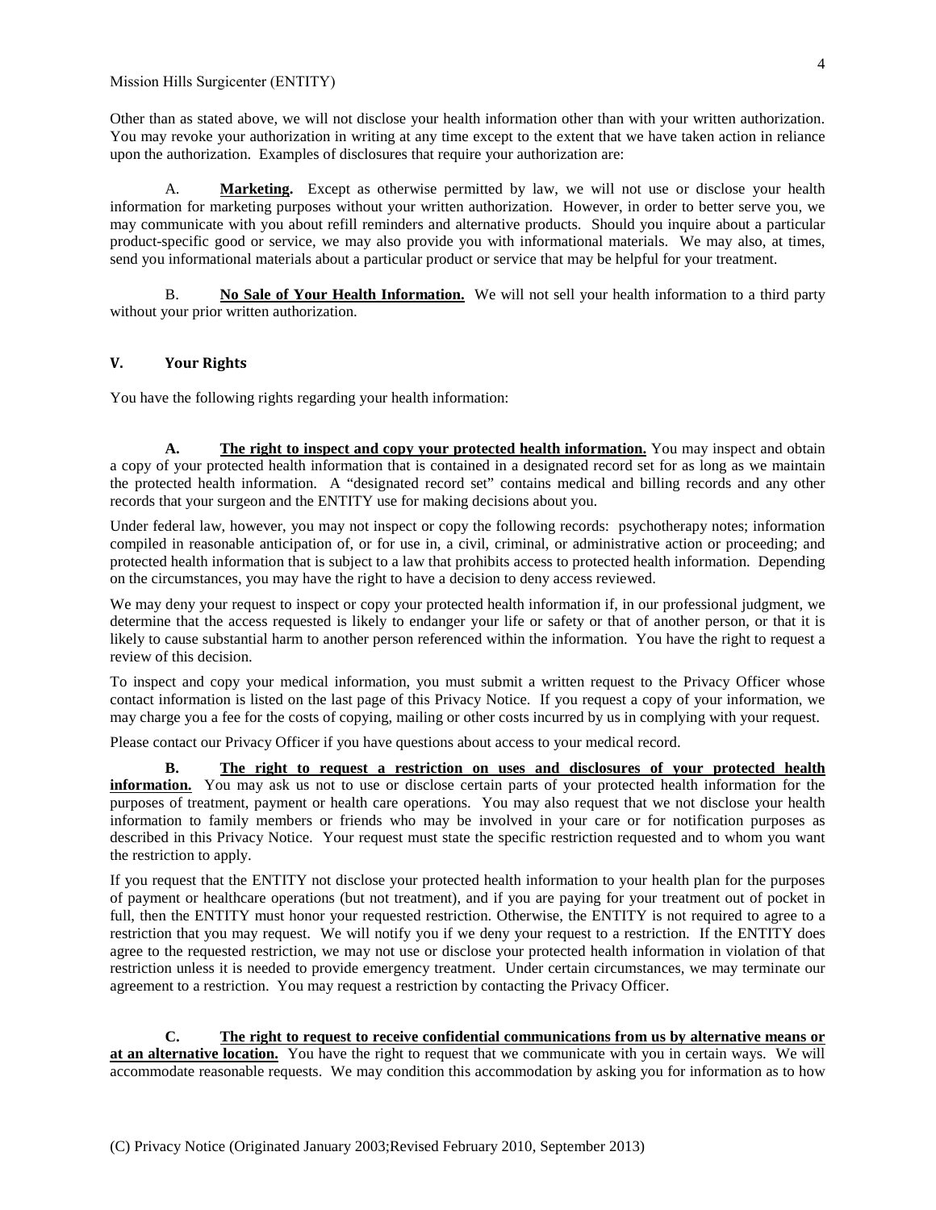Other than as stated above, we will not disclose your health information other than with your written authorization. You may revoke your authorization in writing at any time except to the extent that we have taken action in reliance upon the authorization. Examples of disclosures that require your authorization are:

A. **Marketing.** Except as otherwise permitted by law, we will not use or disclose your health information for marketing purposes without your written authorization. However, in order to better serve you, we may communicate with you about refill reminders and alternative products. Should you inquire about a particular product-specific good or service, we may also provide you with informational materials. We may also, at times, send you informational materials about a particular product or service that may be helpful for your treatment.

B. **No Sale of Your Health Information.** We will not sell your health information to a third party without your prior written authorization.

## V. Your Rights

You have the following rights regarding your health information:

**A. The right to inspect and copy your protected health information.** You may inspect and obtain a copy of your protected health information that is contained in a designated record set for as long as we maintain the protected health information. A "designated record set" contains medical and billing records and any other records that your surgeon and the ENTITY use for making decisions about you.

Under federal law, however, you may not inspect or copy the following records: psychotherapy notes; information compiled in reasonable anticipation of, or for use in, a civil, criminal, or administrative action or proceeding; and protected health information that is subject to a law that prohibits access to protected health information. Depending on the circumstances, you may have the right to have a decision to deny access reviewed.

We may deny your request to inspect or copy your protected health information if, in our professional judgment, we determine that the access requested is likely to endanger your life or safety or that of another person, or that it is likely to cause substantial harm to another person referenced within the information. You have the right to request a review of this decision.

To inspect and copy your medical information, you must submit a written request to the Privacy Officer whose contact information is listed on the last page of this Privacy Notice. If you request a copy of your information, we may charge you a fee for the costs of copying, mailing or other costs incurred by us in complying with your request.

Please contact our Privacy Officer if you have questions about access to your medical record.

**B. The right to request a restriction on uses and disclosures of your protected health information.** You may ask us not to use or disclose certain parts of your protected health information for the purposes of treatment, payment or health care operations. You may also request that we not disclose your health information to family members or friends who may be involved in your care or for notification purposes as described in this Privacy Notice. Your request must state the specific restriction requested and to whom you want the restriction to apply.

If you request that the ENTITY not disclose your protected health information to your health plan for the purposes of payment or healthcare operations (but not treatment), and if you are paying for your treatment out of pocket in full, then the ENTITY must honor your requested restriction. Otherwise, the ENTITY is not required to agree to a restriction that you may request. We will notify you if we deny your request to a restriction. If the ENTITY does agree to the requested restriction, we may not use or disclose your protected health information in violation of that restriction unless it is needed to provide emergency treatment. Under certain circumstances, we may terminate our agreement to a restriction. You may request a restriction by contacting the Privacy Officer.

**C. The right to request to receive confidential communications from us by alternative means or at an alternative location.** You have the right to request that we communicate with you in certain ways. We will accommodate reasonable requests. We may condition this accommodation by asking you for information as to how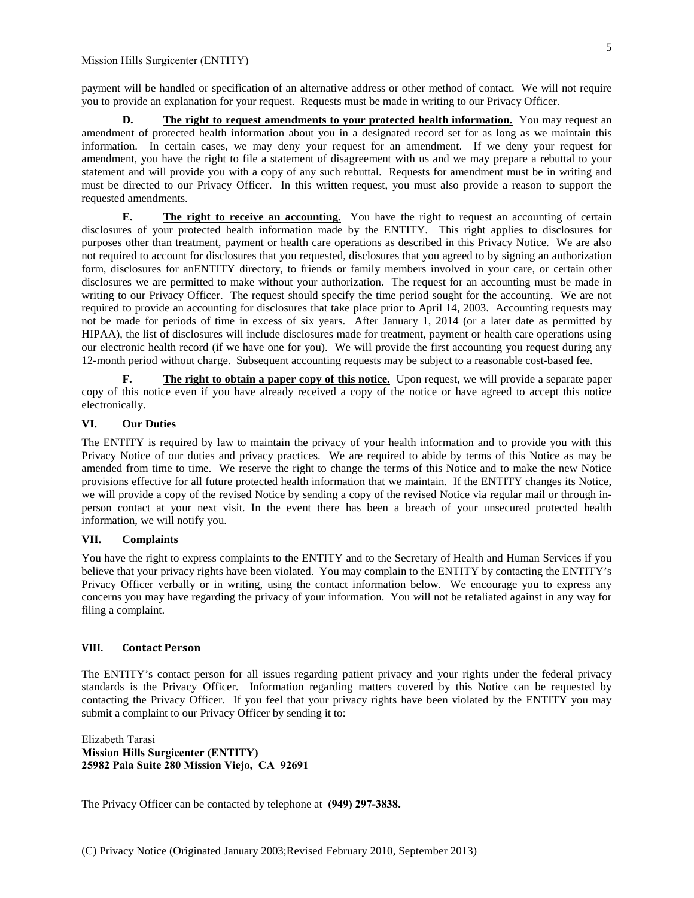payment will be handled or specification of an alternative address or other method of contact. We will not require you to provide an explanation for your request. Requests must be made in writing to our Privacy Officer.

**D. The right to request amendments to your protected health information.** You may request an amendment of protected health information about you in a designated record set for as long as we maintain this information. In certain cases, we may deny your request for an amendment. If we deny your request for amendment, you have the right to file a statement of disagreement with us and we may prepare a rebuttal to your statement and will provide you with a copy of any such rebuttal. Requests for amendment must be in writing and must be directed to our Privacy Officer. In this written request, you must also provide a reason to support the requested amendments.

**E. The right to receive an accounting.** You have the right to request an accounting of certain disclosures of your protected health information made by the ENTITY. This right applies to disclosures for purposes other than treatment, payment or health care operations as described in this Privacy Notice. We are also not required to account for disclosures that you requested, disclosures that you agreed to by signing an authorization form, disclosures for anENTITY directory, to friends or family members involved in your care, or certain other disclosures we are permitted to make without your authorization. The request for an accounting must be made in writing to our Privacy Officer. The request should specify the time period sought for the accounting. We are not required to provide an accounting for disclosures that take place prior to April 14, 2003. Accounting requests may not be made for periods of time in excess of six years. After January 1, 2014 (or a later date as permitted by HIPAA), the list of disclosures will include disclosures made for treatment, payment or health care operations using our electronic health record (if we have one for you). We will provide the first accounting you request during any 12-month period without charge. Subsequent accounting requests may be subject to a reasonable cost-based fee.

**F. The right to obtain a paper copy of this notice.** Upon request, we will provide a separate paper copy of this notice even if you have already received a copy of the notice or have agreed to accept this notice electronically.

## VI. Our Duties

The ENTITY is required by law to maintain the privacy of your health information and to provide you with this Privacy Notice of our duties and privacy practices. We are required to abide by terms of this Notice as may be amended from time to time. We reserve the right to change the terms of this Notice and to make the new Notice provisions effective for all future protected health information that we maintain. If the ENTITY changes its Notice, we will provide a copy of the revised Notice by sending a copy of the revised Notice via regular mail or through in-person contact at your next visit. In the event there has been a breach of your unsecured protected health information, we will notify you.

## VII. Complaints

You have the right to express complaints to the ENTITY and to the Secretary of Health and Human Services if you believe that your privacy rights have been violated. You may complain to the ENTITY by contacting the ENTITY's Privacy Officer verbally or in writing, using the contact information below. We encourage you to express any concerns you may have regarding the privacy of your information. You will not be retaliated against in any way for filing a complaint.

## VIII. Contact Person

The ENTITY's contact person for all issues regarding patient privacy and your rights under the federal privacy standards is the Privacy Officer. Information regarding matters covered by this Notice can be requested by contacting the Privacy Officer. If you feel that your privacy rights have been violated by the ENTITY you may submit a complaint to our Privacy Officer by sending it to:

Elizabeth Tarasi
**Mission Hills Surgicenter (ENTITY)**
**25982 Pala Suite 280 Mission Viejo, CA 92691**

The Privacy Officer can be contacted by telephone at **(949) 297-3838.**

(C) Privacy Notice (Originated January 2003;Revised February 2010, September 2013)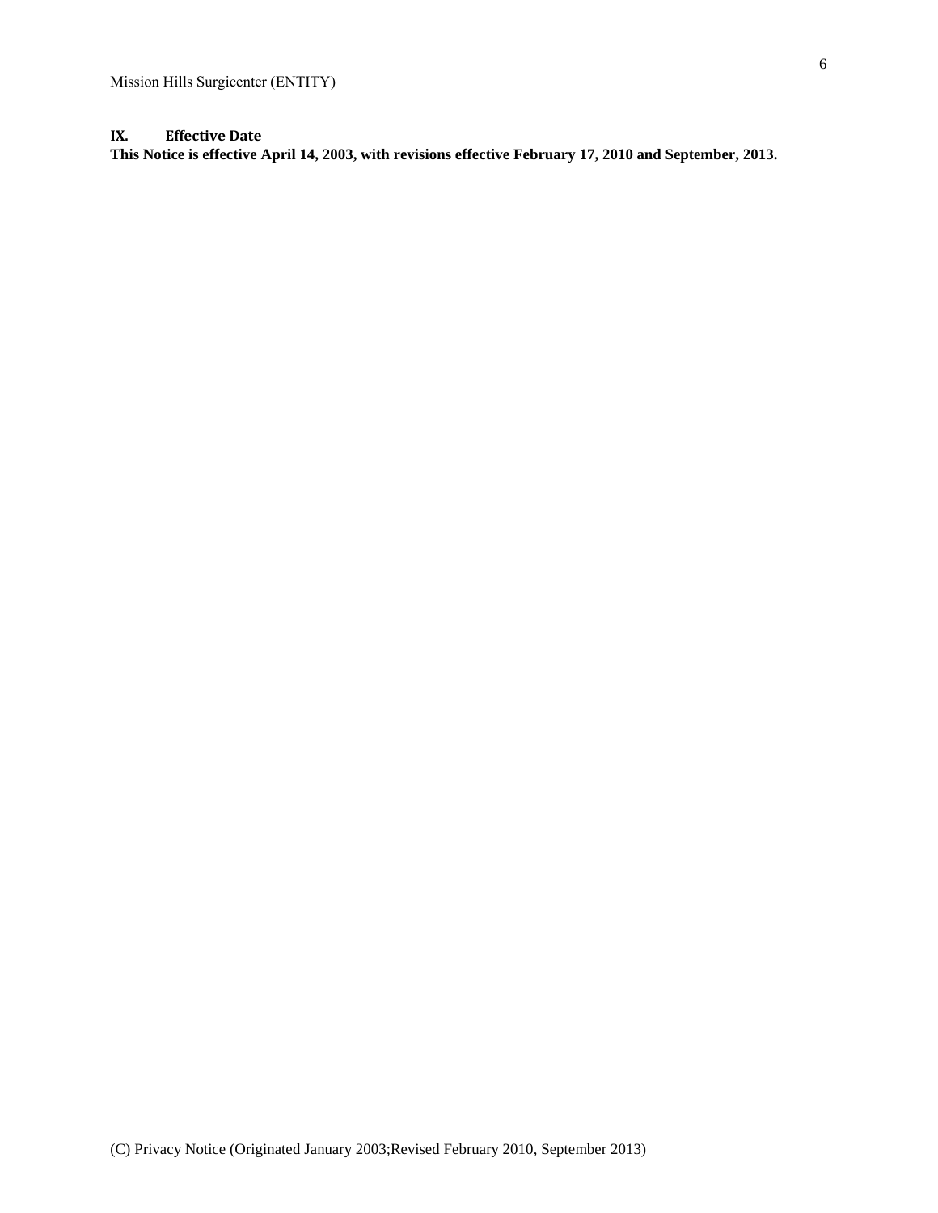## IX. Effective Date

**This Notice is effective April 14, 2003, with revisions effective February 17, 2010 and September, 2013.**